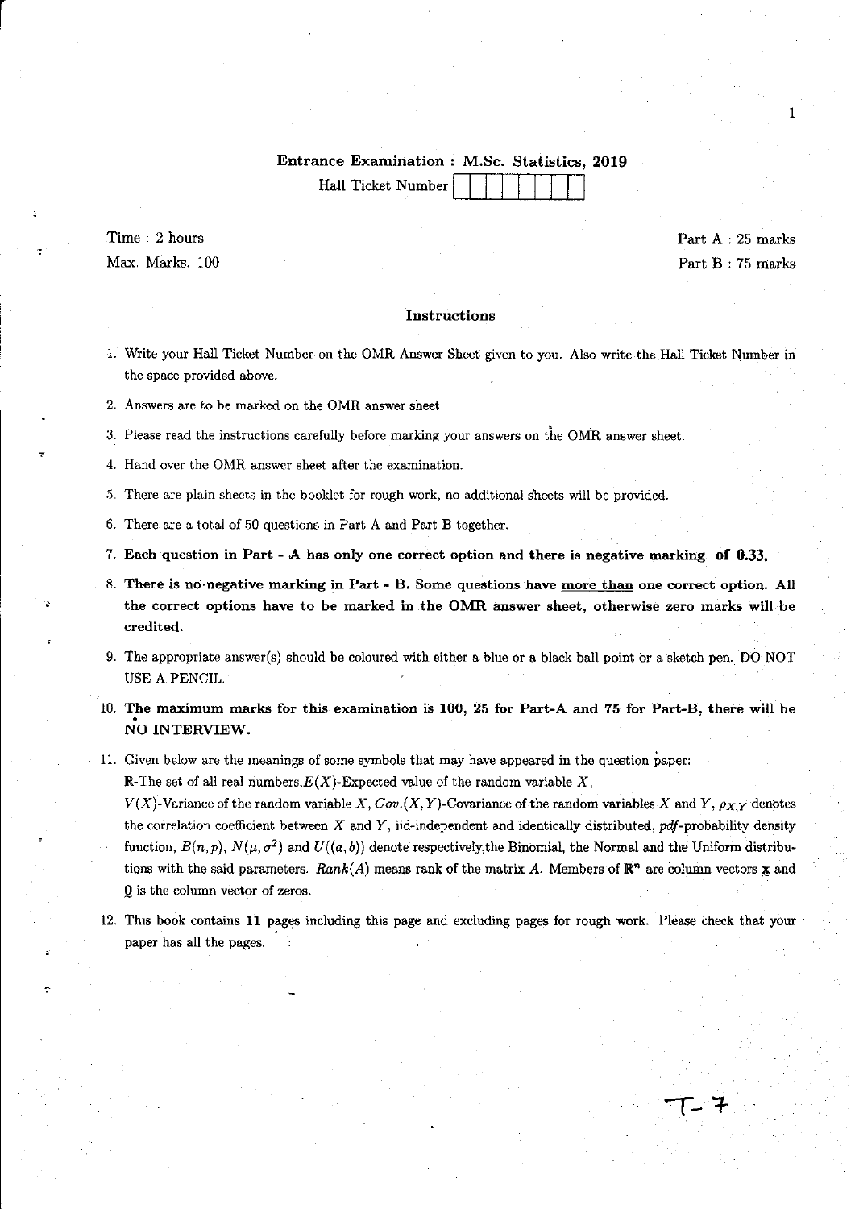**Entrance Examination : M.Sc. Statistics, 2019**

Hall Ticket Number

Time : 2 hours

Max. Marks. 100

Part A : 25 marks

Part B : 75 marks

## Instructions

1. Write your Hall Ticket Number on the OMR Answer Sheet given to you. Also write the Hall Ticket Number in the space provided above.
2. Answers are to be marked on the OMR answer sheet.
3. Please read the instructions carefully before marking your answers on the OMR answer sheet.
4. Hand over the OMR answer sheet after the examination.
5. There are plain sheets in the booklet for rough work, no additional sheets will be provided.
6. There are a total of 50 questions in Part A and Part B together.
7. **Each question in Part - A has only one correct option and there is negative marking of 0.33.**
8. **There is no negative marking in Part - B. Some questions have more than one correct option. All the correct options have to be marked in the OMR answer sheet, otherwise zero marks will be credited.**
9. The appropriate answer(s) should be coloured with either a blue or a black ball point or a sketch pen. DO NOT USE A PENCIL.
10. **The maximum marks for this examination is 100, 25 for Part-A and 75 for Part-B, there will be NO INTERVIEW.**
11. Given below are the meanings of some symbols that may have appeared in the question paper: $\mathbb{R}$-The set of all real numbers, $E(X)$-Expected value of the random variable $X$, $V(X)$-Variance of the random variable $X$, $Cov.(X,Y)$-Covariance of the random variables $X$ and $Y$, $\rho_{X,Y}$ denotes the correlation coefficient between $X$ and $Y$, iid-independent and identically distributed, *pdf*-probability density function, $B(n,p)$, $N(\mu,\sigma^2)$ and $U((a,b))$ denote respectively, the Binomial, the Normal and the Uniform distributions with the said parameters. $Rank(A)$ means rank of the matrix $A$. Members of $\mathbb{R}^n$ are column vectors $\underline{x}$ and $\underline{0}$ is the column vector of zeros.
12. This book contains 11 pages including this page and excluding pages for rough work. Please check that your paper has all the pages.

T-7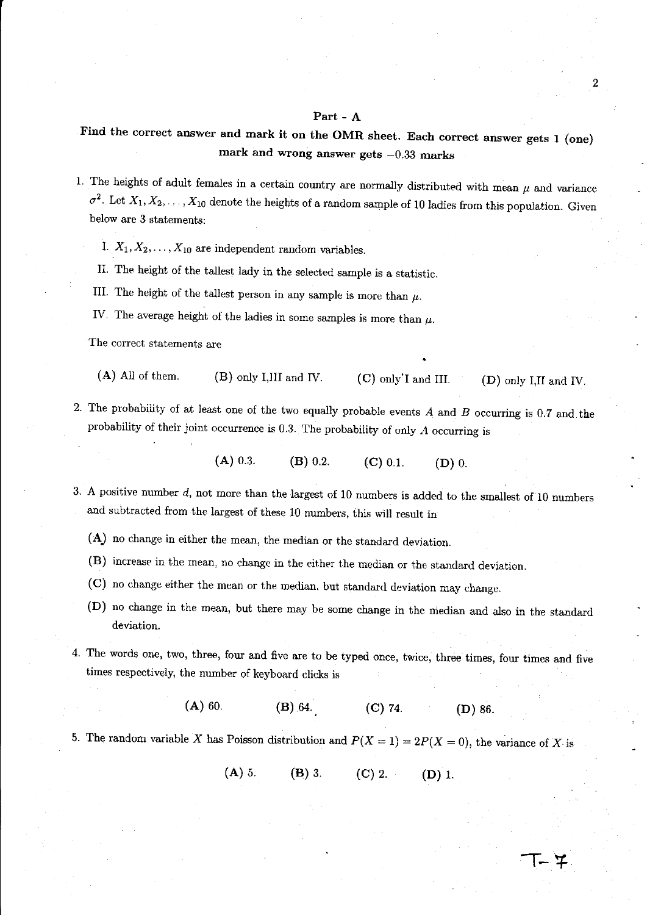## Part - A

**Find the correct answer and mark it on the OMR sheet. Each correct answer gets 1 (one) mark and wrong answer gets $-0.33$ marks**

1. The heights of adult females in a certain country are normally distributed with mean $\mu$ and variance $\sigma^2$. Let $X_1, X_2, \ldots, X_{10}$ denote the heights of a random sample of 10 ladies from this population. Given below are 3 statements:

   I. $X_1, X_2, \ldots, X_{10}$ are independent random variables.

   II. The height of the tallest lady in the selected sample is a statistic.

   III. The height of the tallest person in any sample is more than $\mu$.

   IV. The average height of the ladies in some samples is more than $\mu$.

   The correct statements are

   (A) All of them. (B) only I,III and IV. (C) only I and III. (D) only I,II and IV.

2. The probability of at least one of the two equally probable events $A$ and $B$ occurring is 0.7 and the probability of their joint occurrence is 0.3. The probability of only $A$ occurring is

   (A) 0.3. (B) 0.2. (C) 0.1. (D) 0.

3. A positive number $d$, not more than the largest of 10 numbers is added to the smallest of 10 numbers and subtracted from the largest of these 10 numbers, this will result in

   (A) no change in either the mean, the median or the standard deviation.

   (B) increase in the mean, no change in the either the median or the standard deviation.

   (C) no change either the mean or the median, but standard deviation may change.

   (D) no change in the mean, but there may be some change in the median and also in the standard deviation.

4. The words one, two, three, four and five are to be typed once, twice, three times, four times and five times respectively, the number of keyboard clicks is

   (A) 60. (B) 64. (C) 74. (D) 86.

5. The random variable $X$ has Poisson distribution and $P(X = 1) = 2P(X = 0)$, the variance of $X$ is

   (A) 5. (B) 3. (C) 2. (D) 1.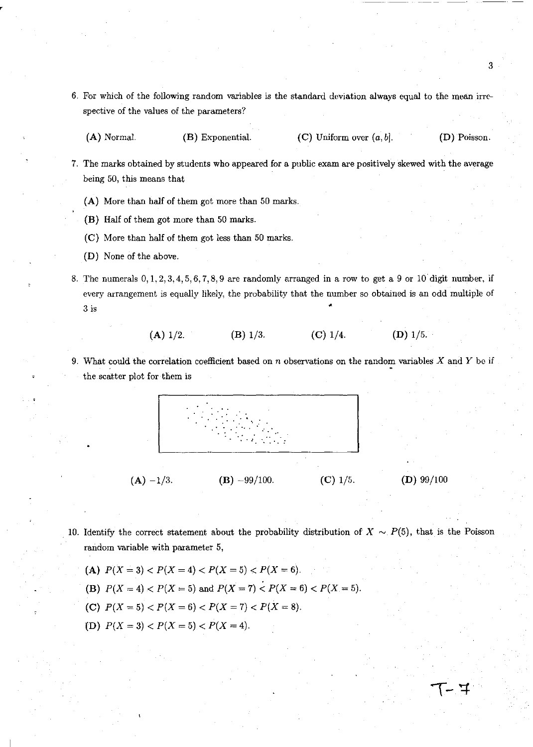6. For which of the following random variables is the standard deviation always equal to the mean irrespective of the values of the parameters?

   (A) Normal. (B) Exponential. (C) Uniform over $(a, b]$. (D) Poisson.

7. The marks obtained by students who appeared for a public exam are positively skewed with the average being 50, this means that

   (A) More than half of them got more than 50 marks.

   (B) Half of them got more than 50 marks.

   (C) More than half of them got less than 50 marks.

   (D) None of the above.

8. The numerals $0, 1, 2, 3, 4, 5, 6, 7, 8, 9$ are randomly arranged in a row to get a 9 or 10 digit number, if every arrangement is equally likely, the probability that the number so obtained is an odd multiple of 3 is

   (A) 1/2. (B) 1/3. (C) 1/4. (D) 1/5.

9. What could the correlation coefficient based on $n$ observations on the random variables $X$ and $Y$ be if the scatter plot for them is

   (A) $-1/3$. (B) $-99/100$. (C) $1/5$. (D) $99/100$

10. Identify the correct statement about the probability distribution of $X \sim P(5)$, that is the Poisson random variable with parameter 5,

    (A) $P(X = 3) < P(X = 4) < P(X = 5) < P(X = 6)$.

    (B) $P(X = 4) < P(X = 5)$ and $P(X = 7) < P(X = 6) < P(X = 5)$.

    (C) $P(X = 5) < P(X = 6) < P(X = 7) < P(X = 8)$.

    (D) $P(X = 3) < P(X = 5) < P(X = 4)$.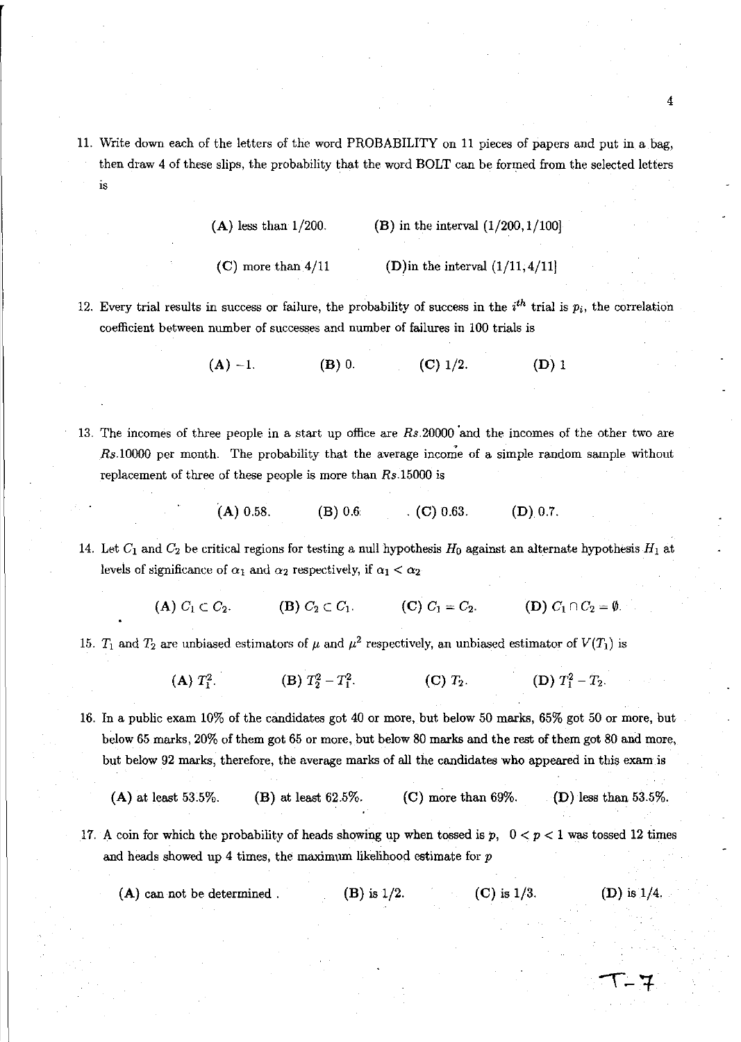11. Write down each of the letters of the word PROBABILITY on 11 pieces of papers and put in a bag, then draw 4 of these slips, the probability that the word BOLT can be formed from the selected letters is

   **(A)** less than 1/200.  **(B)** in the interval (1/200, 1/100]

   **(C)** more than 4/11  **(D)** in the interval (1/11, 4/11]

12. Every trial results in success or failure, the probability of success in the $i^{th}$ trial is $p_i$, the correlation coefficient between number of successes and number of failures in 100 trials is

   **(A)** $-1$.  **(B)** 0.  **(C)** 1/2.  **(D)** 1

13. The incomes of three people in a start up office are $Rs.20000$ and the incomes of the other two are $Rs.10000$ per month. The probability that the average income of a simple random sample without replacement of three of these people is more than $Rs.15000$ is

   **(A)** 0.58.  **(B)** 0.6  **(C)** 0.63.  **(D)** 0.7.

14. Let $C_1$ and $C_2$ be critical regions for testing a null hypothesis $H_0$ against an alternate hypothesis $H_1$ at levels of significance of $\alpha_1$ and $\alpha_2$ respectively, if $\alpha_1 < \alpha_2$

   **(A)** $C_1 \subset C_2$.  **(B)** $C_2 \subset C_1$.  **(C)** $C_1 = C_2$.  **(D)** $C_1 \cap C_2 = \emptyset$.

15. $T_1$ and $T_2$ are unbiased estimators of $\mu$ and $\mu^2$ respectively, an unbiased estimator of $V(T_1)$ is

   **(A)** $T_1^2$.  **(B)** $T_2^2 - T_1^2$.  **(C)** $T_2$.  **(D)** $T_1^2 - T_2$.

16. In a public exam 10% of the candidates got 40 or more, but below 50 marks, 65% got 50 or more, but below 65 marks, 20% of them got 65 or more, but below 80 marks and the rest of them got 80 and more, but below 92 marks, therefore, the average marks of all the candidates who appeared in this exam is

   **(A)** at least 53.5%.  **(B)** at least 62.5%.  **(C)** more than 69%.  **(D)** less than 53.5%.

17. A coin for which the probability of heads showing up when tossed is $p$, $0 < p < 1$ was tossed 12 times and heads showed up 4 times, the maximum likelihood estimate for $p$

   **(A)** can not be determined .  **(B)** is 1/2.  **(C)** is 1/3.  **(D)** is 1/4.

T-7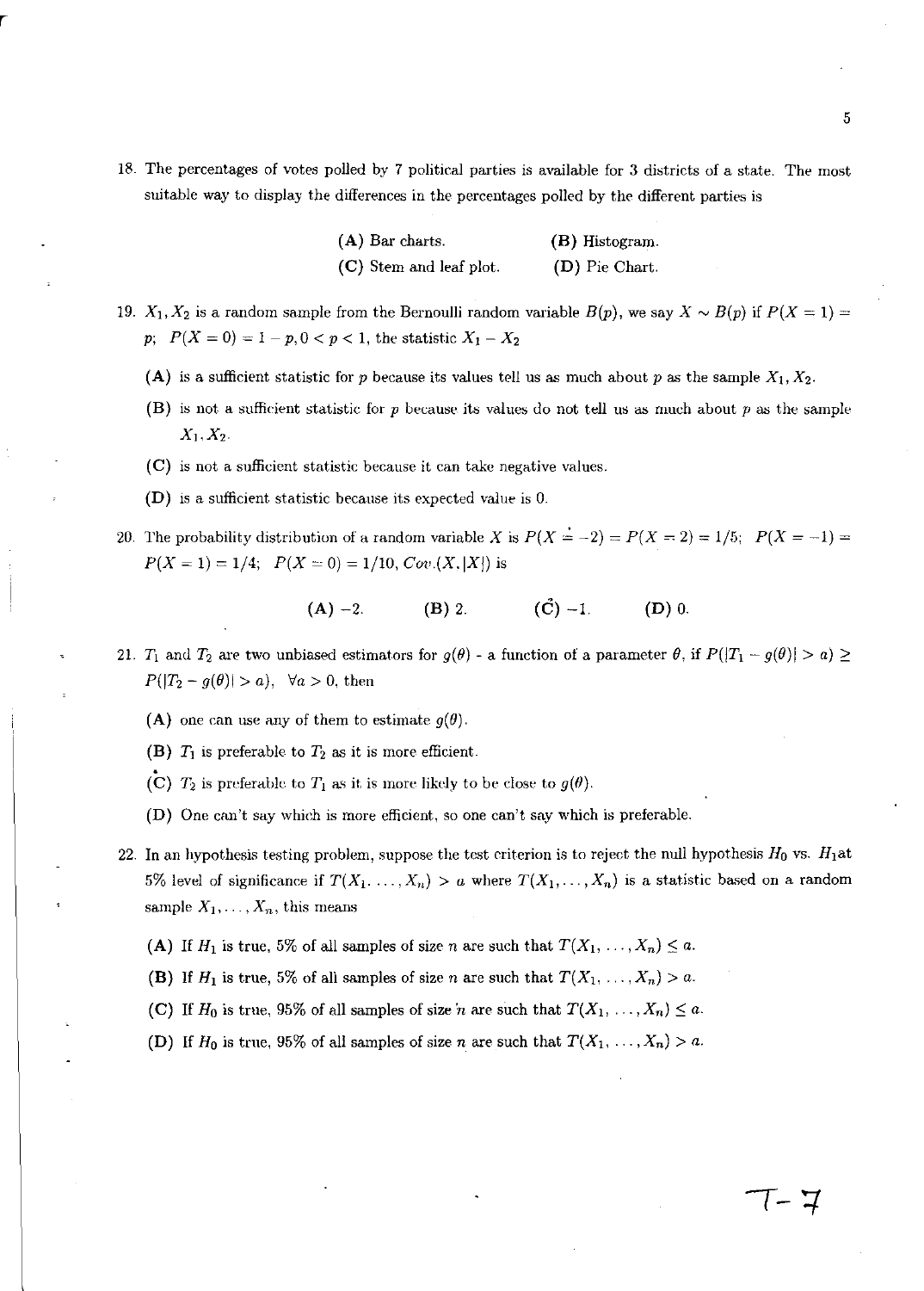18. The percentages of votes polled by 7 political parties is available for 3 districts of a state. The most suitable way to display the differences in the percentages polled by the different parties is

    **(A)** Bar charts. **(B)** Histogram.
    **(C)** Stem and leaf plot. **(D)** Pie Chart.

19. $X_1, X_2$ is a random sample from the Bernoulli random variable $B(p)$, we say $X \sim B(p)$ if $P(X = 1) = p$; $P(X = 0) = 1 - p, 0 < p < 1$, the statistic $X_1 - X_2$

    **(A)** is a sufficient statistic for $p$ because its values tell us as much about $p$ as the sample $X_1, X_2$.

    **(B)** is not a sufficient statistic for $p$ because its values do not tell us as much about $p$ as the sample $X_1, X_2$.

    **(C)** is not a sufficient statistic because it can take negative values.

    **(D)** is a sufficient statistic because its expected value is 0.

20. The probability distribution of a random variable $X$ is $P(X = -2) = P(X = 2) = 1/5$; $P(X = -1) = P(X = 1) = 1/4$; $P(X = 0) = 1/10$, $Cov.(X, |X|)$ is

    **(A)** $-2$. **(B)** 2. **(C)** $-1$. **(D)** 0.

21. $T_1$ and $T_2$ are two unbiased estimators for $g(\theta)$ - a function of a parameter $\theta$, if $P(|T_1 - g(\theta)| > a) \geq P(|T_2 - g(\theta)| > a)$, $\forall a > 0$, then

    **(A)** one can use any of them to estimate $g(\theta)$.

    **(B)** $T_1$ is preferable to $T_2$ as it is more efficient.

    **(C)** $T_2$ is preferable to $T_1$ as it is more likely to be close to $g(\theta)$.

    **(D)** One can't say which is more efficient, so one can't say which is preferable.

22. In an hypothesis testing problem, suppose the test criterion is to reject the null hypothesis $H_0$ vs. $H_1$ at 5% level of significance if $T(X_1, \ldots, X_n) > a$ where $T(X_1, \ldots, X_n)$ is a statistic based on a random sample $X_1, \ldots, X_n$, this means

    **(A)** If $H_1$ is true, 5% of all samples of size $n$ are such that $T(X_1, \ldots, X_n) \leq a$.

    **(B)** If $H_1$ is true, 5% of all samples of size $n$ are such that $T(X_1, \ldots, X_n) > a$.

    **(C)** If $H_0$ is true, 95% of all samples of size $n$ are such that $T(X_1, \ldots, X_n) \leq a$.

    **(D)** If $H_0$ is true, 95% of all samples of size $n$ are such that $T(X_1, \ldots, X_n) > a$.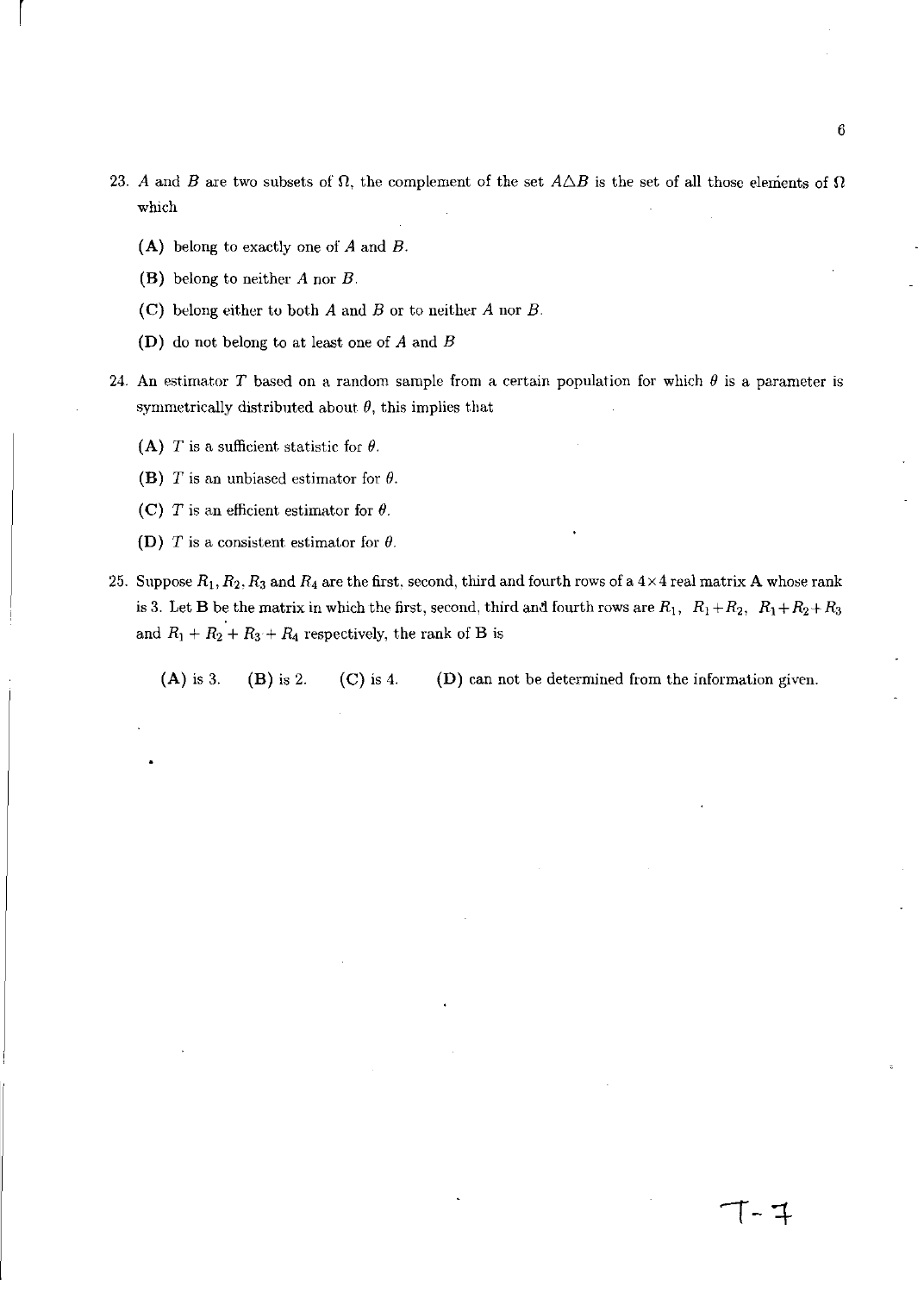23. $A$ and $B$ are two subsets of $\Omega$, the complement of the set $A \triangle B$ is the set of all those elements of $\Omega$ which

    **(A)** belong to exactly one of $A$ and $B$.

    **(B)** belong to neither $A$ nor $B$.

    **(C)** belong either to both $A$ and $B$ or to neither $A$ nor $B$.

    **(D)** do not belong to at least one of $A$ and $B$

24. An estimator $T$ based on a random sample from a certain population for which $\theta$ is a parameter is symmetrically distributed about $\theta$, this implies that

    **(A)** $T$ is a sufficient statistic for $\theta$.

    **(B)** $T$ is an unbiased estimator for $\theta$.

    **(C)** $T$ is an efficient estimator for $\theta$.

    **(D)** $T$ is a consistent estimator for $\theta$.

25. Suppose $R_1, R_2, R_3$ and $R_4$ are the first, second, third and fourth rows of a $4 \times 4$ real matrix **A** whose rank is 3. Let **B** be the matrix in which the first, second, third and fourth rows are $R_1$, $R_1 + R_2$, $R_1 + R_2 + R_3$ and $R_1 + R_2 + R_3 + R_4$ respectively, the rank of **B** is

    **(A)** is 3. **(B)** is 2. **(C)** is 4. **(D)** can not be determined from the information given.

T-7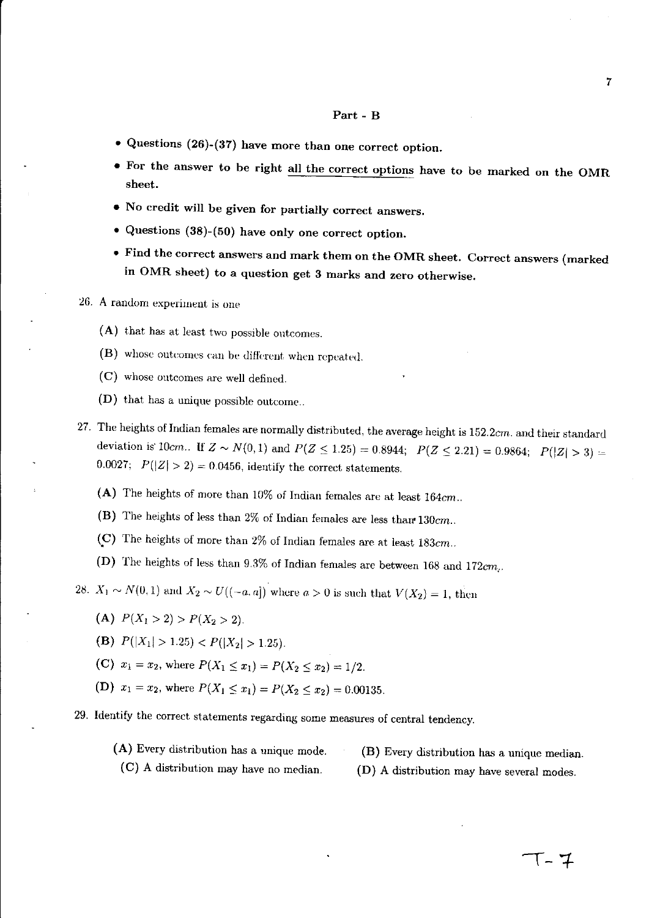## Part - B

- **Questions (26)-(37) have more than one correct option.**
- **For the answer to be right all the correct options have to be marked on the OMR sheet.**
- **No credit will be given for partially correct answers.**
- **Questions (38)-(50) have only one correct option.**
- **Find the correct answers and mark them on the OMR sheet. Correct answers (marked in OMR sheet) to a question get 3 marks and zero otherwise.**

26. A random experiment is one

    **(A)** that has at least two possible outcomes.

    **(B)** whose outcomes can be different when repeated.

    **(C)** whose outcomes are well defined.

    **(D)** that has a unique possible outcome..

27. The heights of Indian females are normally distributed, the average height is 152.2*cm*. and their standard deviation is 10*cm*.. If $Z \sim N(0,1)$ and $P(Z \leq 1.25) = 0.8944$; $P(Z \leq 2.21) = 0.9864$; $P(|Z| > 3) = 0.0027$; $P(|Z| > 2) = 0.0456$, identify the correct statements.

    **(A)** The heights of more than 10% of Indian females are at least 164*cm*..

    **(B)** The heights of less than 2% of Indian females are less than 130*cm*..

    **(C)** The heights of more than 2% of Indian females are at least 183*cm*..

    **(D)** The heights of less than 9.3% of Indian females are between 168 and 172*cm*..

28. $X_1 \sim N(0,1)$ and $X_2 \sim U((-a,a])$ where $a > 0$ is such that $V(X_2) = 1$, then

    **(A)** $P(X_1 > 2) > P(X_2 > 2)$.

    **(B)** $P(|X_1| > 1.25) < P(|X_2| > 1.25)$.

    **(C)** $x_1 = x_2$, where $P(X_1 \leq x_1) = P(X_2 \leq x_2) = 1/2$.

    **(D)** $x_1 = x_2$, where $P(X_1 \leq x_1) = P(X_2 \leq x_2) = 0.00135$.

29. Identify the correct statements regarding some measures of central tendency.

    **(A)** Every distribution has a unique mode.

    **(B)** Every distribution has a unique median.

    **(C)** A distribution may have no median.

    **(D)** A distribution may have several modes.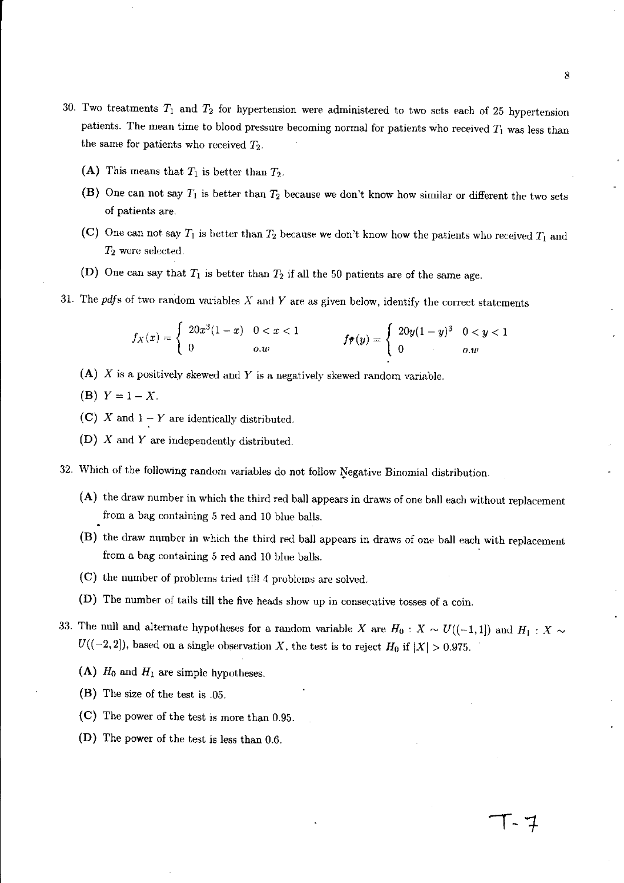30. Two treatments $T_1$ and $T_2$ for hypertension were administered to two sets each of 25 hypertension patients. The mean time to blood pressure becoming normal for patients who received $T_1$ was less than the same for patients who received $T_2$.

    **(A)** This means that $T_1$ is better than $T_2$.

    **(B)** One can not say $T_1$ is better than $T_2$ because we don't know how similar or different the two sets of patients are.

    **(C)** One can not say $T_1$ is better than $T_2$ because we don't know how the patients who received $T_1$ and $T_2$ were selected.

    **(D)** One can say that $T_1$ is better than $T_2$ if all the 50 patients are of the same age.

31. The *pdfs* of two random variables $X$ and $Y$ are as given below, identify the correct statements

$$f_X(x) = \begin{cases} 20x^3(1-x) & 0 < x < 1 \\ 0 & o.w \end{cases} \qquad f_Y(y) = \begin{cases} 20y(1-y)^3 & 0 < y < 1 \\ 0 & o.w \end{cases}$$

    **(A)** $X$ is a positively skewed and $Y$ is a negatively skewed random variable.

    **(B)** $Y = 1 - X$.

    **(C)** $X$ and $1 - Y$ are identically distributed.

    **(D)** $X$ and $Y$ are independently distributed.

32. Which of the following random variables do not follow Negative Binomial distribution.

    **(A)** the draw number in which the third red ball appears in draws of one ball each without replacement from a bag containing 5 red and 10 blue balls.

    **(B)** the draw number in which the third red ball appears in draws of one ball each with replacement from a bag containing 5 red and 10 blue balls.

    **(C)** the number of problems tried till 4 problems are solved.

    **(D)** The number of tails till the five heads show up in consecutive tosses of a coin.

33. The null and alternate hypotheses for a random variable $X$ are $H_0 : X \sim U((-1,1])$ and $H_1 : X \sim U((-2,2])$, based on a single observation $X$, the test is to reject $H_0$ if $|X| > 0.975$.

    **(A)** $H_0$ and $H_1$ are simple hypotheses.

    **(B)** The size of the test is .05.

    **(C)** The power of the test is more than 0.95.

    **(D)** The power of the test is less than 0.6.

T-7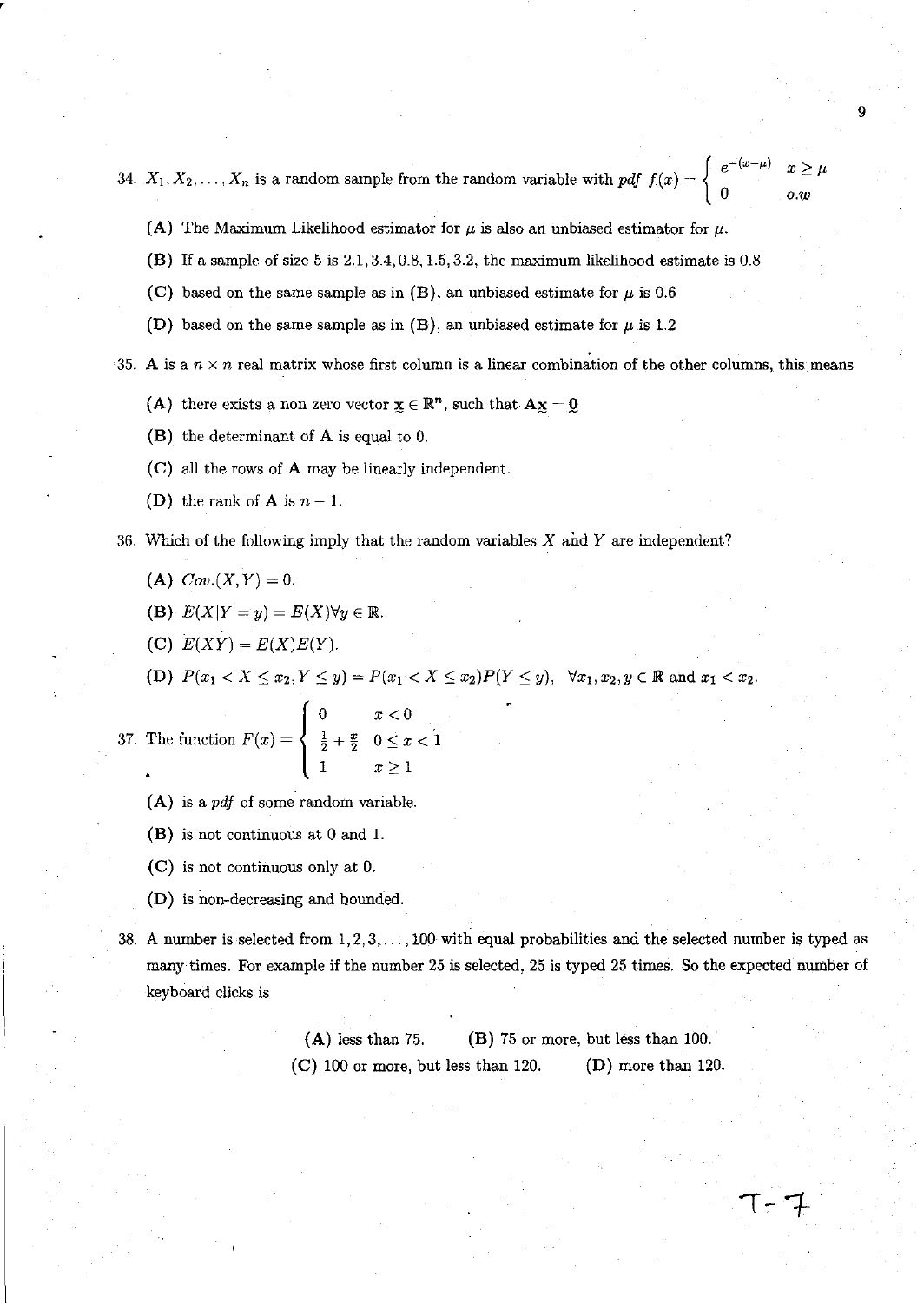34. $X_1, X_2, \ldots, X_n$ is a random sample from the random variable with *pdf* $f(x) = \begin{cases} e^{-(x-\mu)} & x \geq \mu \\ 0 & o.w \end{cases}$

   **(A)** The Maximum Likelihood estimator for $\mu$ is also an unbiased estimator for $\mu$.

   **(B)** If a sample of size 5 is $2.1, 3.4, 0.8, 1.5, 3.2$, the maximum likelihood estimate is $0.8$

   **(C)** based on the same sample as in **(B)**, an unbiased estimate for $\mu$ is $0.6$

   **(D)** based on the same sample as in **(B)**, an unbiased estimate for $\mu$ is $1.2$

35. $\mathbf{A}$ is a $n \times n$ real matrix whose first column is a linear combination of the other columns, this means

   **(A)** there exists a non zero vector $\underset{\sim}{\mathbf{x}} \in \mathbb{R}^n$, such that $\mathbf{A}\underset{\sim}{\mathbf{x}} = \underset{\sim}{\mathbf{0}}$

   **(B)** the determinant of $\mathbf{A}$ is equal to 0.

   **(C)** all the rows of $\mathbf{A}$ may be linearly independent.

   **(D)** the rank of $\mathbf{A}$ is $n - 1$.

36. Which of the following imply that the random variables $X$ and $Y$ are independent?

   **(A)** $Cov.(X, Y) = 0$.

   **(B)** $E(X|Y = y) = E(X) \forall y \in \mathbb{R}$.

   **(C)** $E(XY) = E(X)E(Y)$.

   **(D)** $P(x_1 < X \leq x_2, Y \leq y) = P(x_1 < X \leq x_2)P(Y \leq y), \quad \forall x_1, x_2, y \in \mathbb{R}$ and $x_1 < x_2$.

37. The function $F(x) = \begin{cases} 0 & x < 0 \\ \frac{1}{2} + \frac{x}{2} & 0 \leq x < 1 \\ 1 & x \geq 1 \end{cases}$

   **(A)** is a *pdf* of some random variable.

   **(B)** is not continuous at 0 and 1.

   **(C)** is not continuous only at 0.

   **(D)** is non-decreasing and bounded.

38. A number is selected from $1, 2, 3, \ldots, 100$ with equal probabilities and the selected number is typed as many times. For example if the number 25 is selected, 25 is typed 25 times. So the expected number of keyboard clicks is

   **(A)** less than 75. **(B)** 75 or more, but less than 100.
   **(C)** 100 or more, but less than 120. **(D)** more than 120.

T-7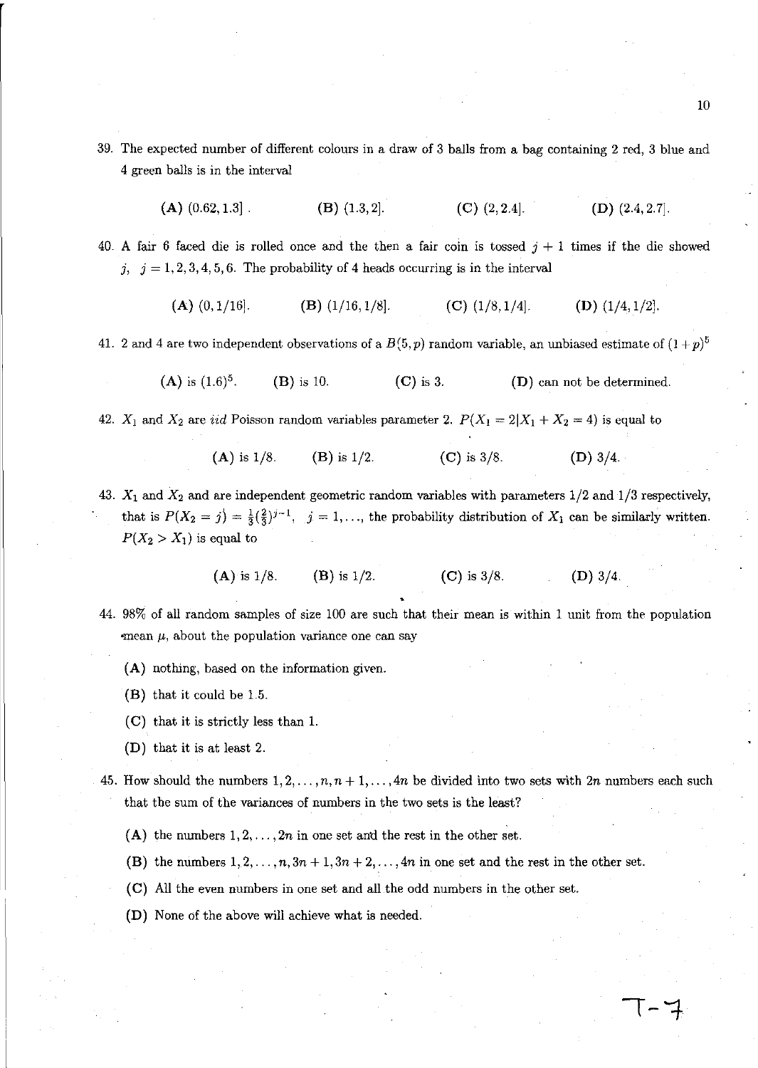39. The expected number of different colours in a draw of 3 balls from a bag containing 2 red, 3 blue and 4 green balls is in the interval

    **(A)** $(0.62, 1.3]$ . **(B)** $(1.3, 2]$. **(C)** $(2, 2.4]$. **(D)** $(2.4, 2.7]$.

40. A fair 6 faced die is rolled once and the then a fair coin is tossed $j+1$ times if the die showed $j$, $j = 1, 2, 3, 4, 5, 6$. The probability of 4 heads occurring is in the interval

    **(A)** $(0, 1/16]$. **(B)** $(1/16, 1/8]$. **(C)** $(1/8, 1/4]$. **(D)** $(1/4, 1/2]$.

41. 2 and 4 are two independent observations of a $B(5, p)$ random variable, an unbiased estimate of $(1+p)^5$

    **(A)** is $(1.6)^5$. **(B)** is 10. **(C)** is 3. **(D)** can not be determined.

42. $X_1$ and $X_2$ are *iid* Poisson random variables parameter 2. $P(X_1 = 2 | X_1 + X_2 = 4)$ is equal to

    **(A)** is 1/8. **(B)** is 1/2. **(C)** is 3/8. **(D)** 3/4.

43. $X_1$ and $X_2$ and are independent geometric random variables with parameters 1/2 and 1/3 respectively, that is $P(X_2 = j) = \frac{1}{3}(\frac{2}{3})^{j-1}$, $j = 1, \ldots$, the probability distribution of $X_1$ can be similarly written. $P(X_2 > X_1)$ is equal to

    **(A)** is 1/8. **(B)** is 1/2. **(C)** is 3/8. **(D)** 3/4.

44. 98% of all random samples of size 100 are such that their mean is within 1 unit from the population mean $\mu$, about the population variance one can say

    **(A)** nothing, based on the information given.

    **(B)** that it could be 1.5.

    **(C)** that it is strictly less than 1.

    **(D)** that it is at least 2.

45. How should the numbers $1, 2, \ldots, n, n+1, \ldots, 4n$ be divided into two sets with $2n$ numbers each such that the sum of the variances of numbers in the two sets is the least?

    **(A)** the numbers $1, 2, \ldots, 2n$ in one set and the rest in the other set.

    **(B)** the numbers $1, 2, \ldots, n, 3n+1, 3n+2, \ldots, 4n$ in one set and the rest in the other set.

    **(C)** All the even numbers in one set and all the odd numbers in the other set.

    **(D)** None of the above will achieve what is needed.

T-7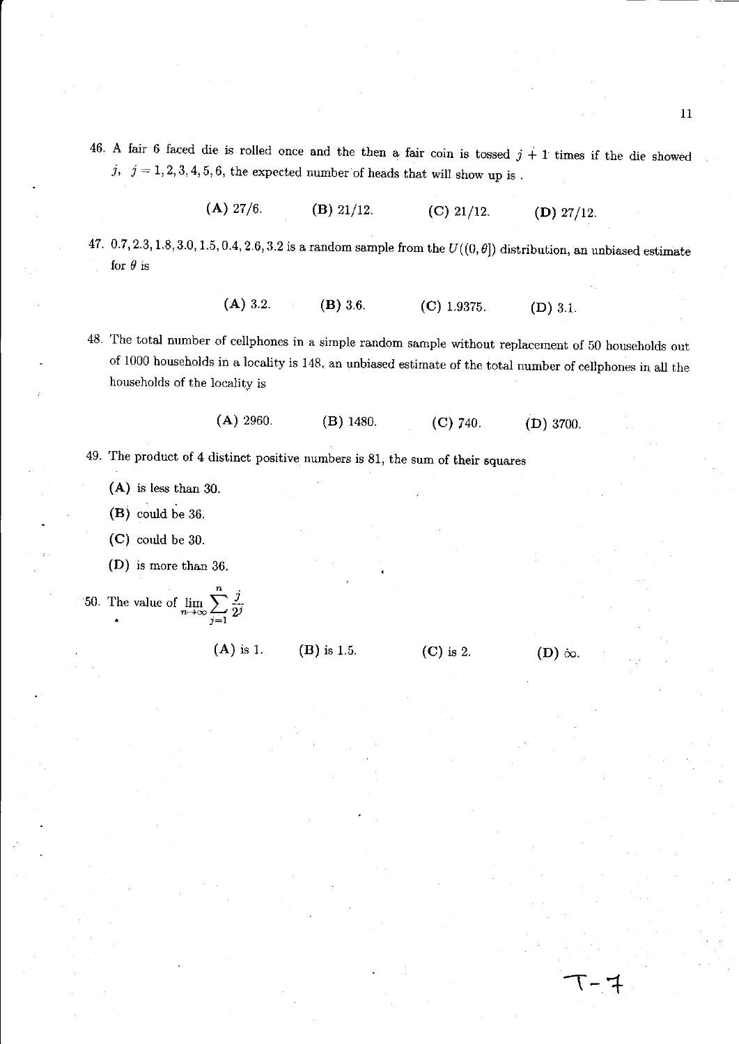46. A fair 6 faced die is rolled once and the then a fair coin is tossed $j + 1$ times if the die showed $j$, $j = 1, 2, 3, 4, 5, 6$, the expected number of heads that will show up is .

    **(A)** 27/6. **(B)** 21/12. **(C)** 21/12. **(D)** 27/12.

47. 0.7, 2.3, 1.8, 3.0, 1.5, 0.4, 2.6, 3.2 is a random sample from the $U((0, \theta])$ distribution, an unbiased estimate for $\theta$ is

    **(A)** 3.2. **(B)** 3.6. **(C)** 1.9375. **(D)** 3.1.

48. The total number of cellphones in a simple random sample without replacement of 50 households out of 1000 households in a locality is 148, an unbiased estimate of the total number of cellphones in all the households of the locality is

    **(A)** 2960. **(B)** 1480. **(C)** 740. **(D)** 3700.

49. The product of 4 distinct positive numbers is 81, the sum of their squares

    **(A)** is less than 30.

    **(B)** could be 36.

    **(C)** could be 30.

    **(D)** is more than 36.

50. The value of $\lim_{n\to\infty} \sum_{j=1}^{n} \frac{j}{2^j}$

    **(A)** is 1. **(B)** is 1.5. **(C)** is 2. **(D)** $\infty$.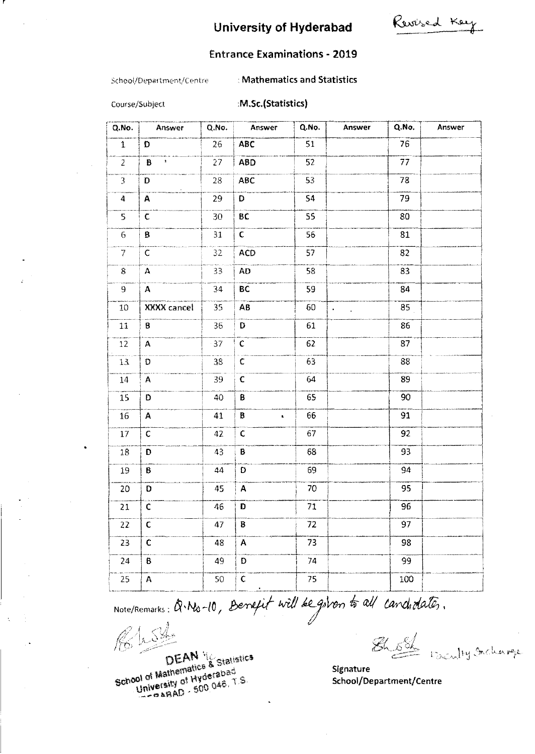# University of Hyderabad

Revised Key

## Entrance Examinations - 2019

School/Department/Centre : **Mathematics and Statistics**

Course/Subject : **M.Sc.(Statistics)**

| Q.No. | Answer | Q.No. | Answer | Q.No. | Answer | Q.No. | Answer |
|---|---|---|---|---|---|---|---|
| 1 | D | 26 | ABC | 51 | | 76 | |
| 2 | B | 27 | ABD | 52 | | 77 | |
| 3 | D | 28 | ABC | 53 | | 78 | |
| 4 | A | 29 | D | 54 | | 79 | |
| 5 | C | 30 | BC | 55 | | 80 | |
| 6 | B | 31 | C | 56 | | 81 | |
| 7 | C | 32 | ACD | 57 | | 82 | |
| 8 | A | 33 | AD | 58 | | 83 | |
| 9 | A | 34 | BC | 59 | | 84 | |
| 10 | XXXX cancel | 35 | AB | 60 | | 85 | |
| 11 | B | 36 | D | 61 | | 86 | |
| 12 | A | 37 | C | 62 | | 87 | |
| 13 | D | 38 | C | 63 | | 88 | |
| 14 | A | 39 | C | 64 | | 89 | |
| 15 | D | 40 | B | 65 | | 90 | |
| 16 | A | 41 | B | 66 | | 91 | |
| 17 | C | 42 | C | 67 | | 92 | |
| 18 | D | 43 | B | 68 | | 93 | |
| 19 | B | 44 | D | 69 | | 94 | |
| 20 | D | 45 | A | 70 | | 95 | |
| 21 | C | 46 | D | 71 | | 96 | |
| 22 | C | 47 | B | 72 | | 97 | |
| 23 | C | 48 | A | 73 | | 98 | |
| 24 | B | 49 | D | 74 | | 99 | |
| 25 | A | 50 | C | 75 | | 100 | |

Note/Remarks : Q.No-10, Benefit will be given to all candidates.

DEAN
School of Mathematics & Statistics
University of Hyderabad
HYDERABAD - 500 046, T.S.

Faculty Incharge

Signature
School/Department/Centre